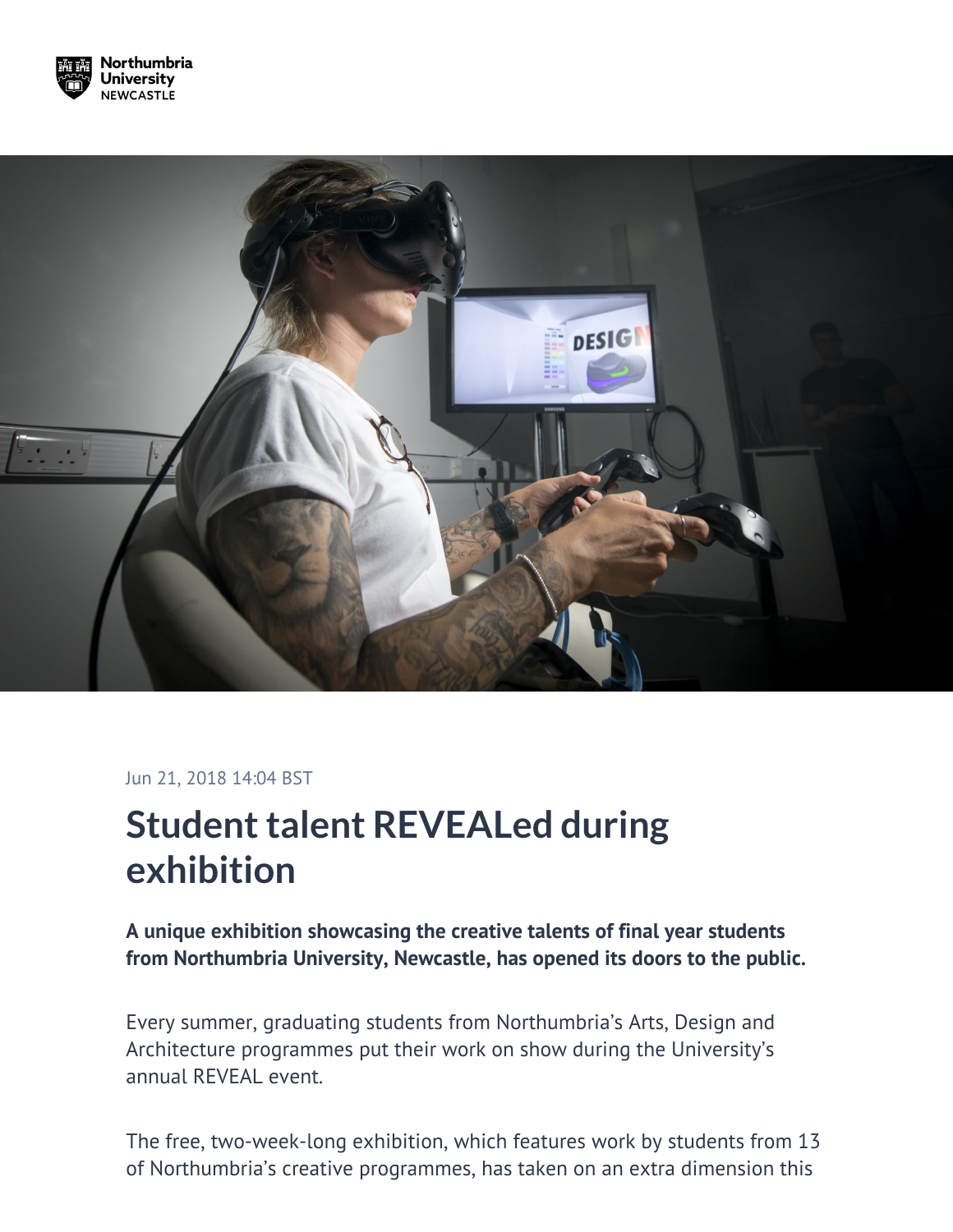Jun 21, 2018 14:04 BST

# Student talent REVEALed during exhibition

**A unique exhibition showcasing the creative talents of final year students from Northumbria University, Newcastle, has opened its doors to the public.**

Every summer, graduating students from Northumbria's Arts, Design and Architecture programmes put their work on show during the University's annual REVEAL event.

The free, two-week-long exhibition, which features work by students from 13 of Northumbria's creative programmes, has taken on an extra dimension this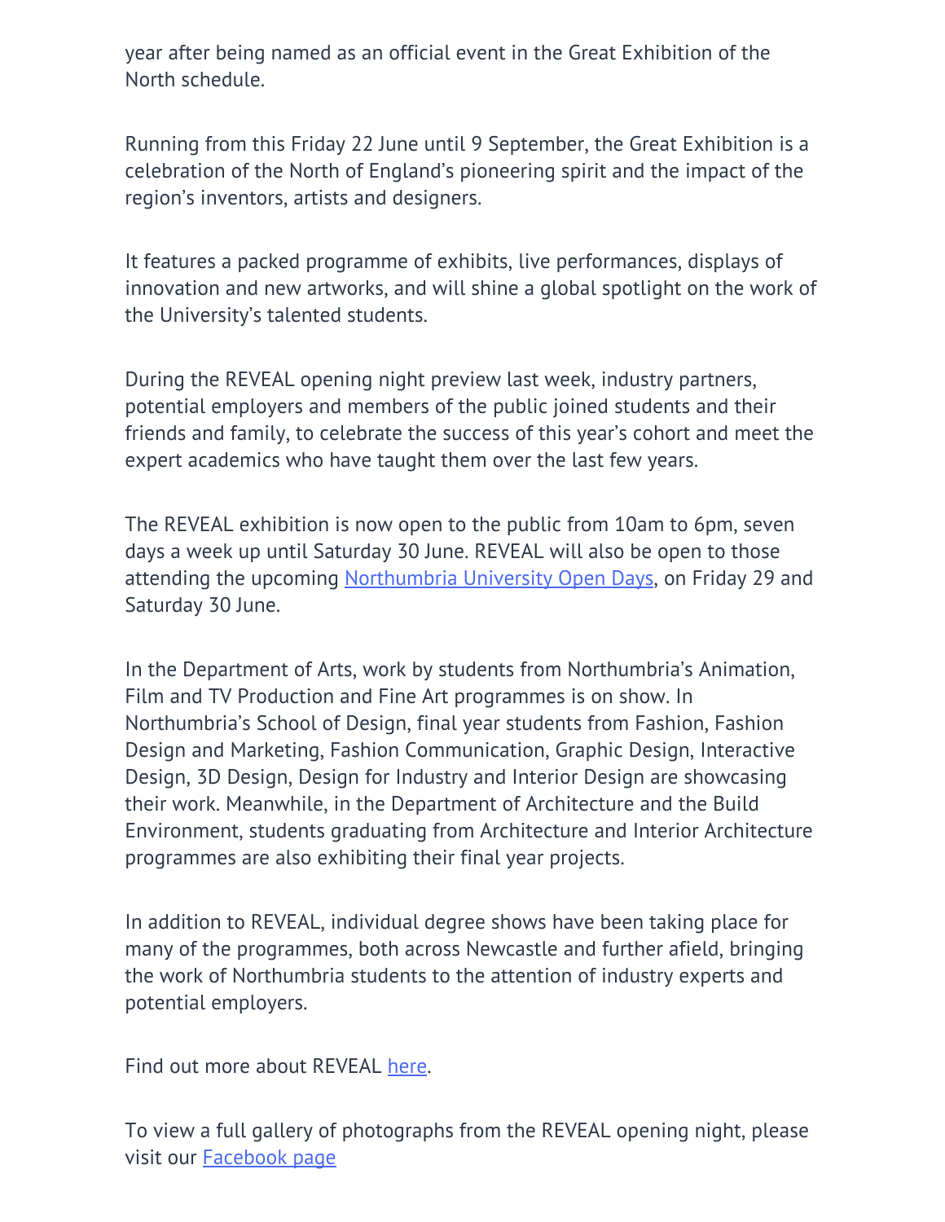year after being named as an official event in the Great Exhibition of the North schedule.

Running from this Friday 22 June until 9 September, the Great Exhibition is a celebration of the North of England's pioneering spirit and the impact of the region's inventors, artists and designers.

It features a packed programme of exhibits, live performances, displays of innovation and new artworks, and will shine a global spotlight on the work of the University's talented students.

During the REVEAL opening night preview last week, industry partners, potential employers and members of the public joined students and their friends and family, to celebrate the success of this year's cohort and meet the expert academics who have taught them over the last few years.

The REVEAL exhibition is now open to the public from 10am to 6pm, seven days a week up until Saturday 30 June. REVEAL will also be open to those attending the upcoming [Northumbria University Open Days](), on Friday 29 and Saturday 30 June.

In the Department of Arts, work by students from Northumbria's Animation, Film and TV Production and Fine Art programmes is on show. In Northumbria's School of Design, final year students from Fashion, Fashion Design and Marketing, Fashion Communication, Graphic Design, Interactive Design, 3D Design, Design for Industry and Interior Design are showcasing their work. Meanwhile, in the Department of Architecture and the Build Environment, students graduating from Architecture and Interior Architecture programmes are also exhibiting their final year projects.

In addition to REVEAL, individual degree shows have been taking place for many of the programmes, both across Newcastle and further afield, bringing the work of Northumbria students to the attention of industry experts and potential employers.

Find out more about REVEAL [here]().

To view a full gallery of photographs from the REVEAL opening night, please visit our [Facebook page]()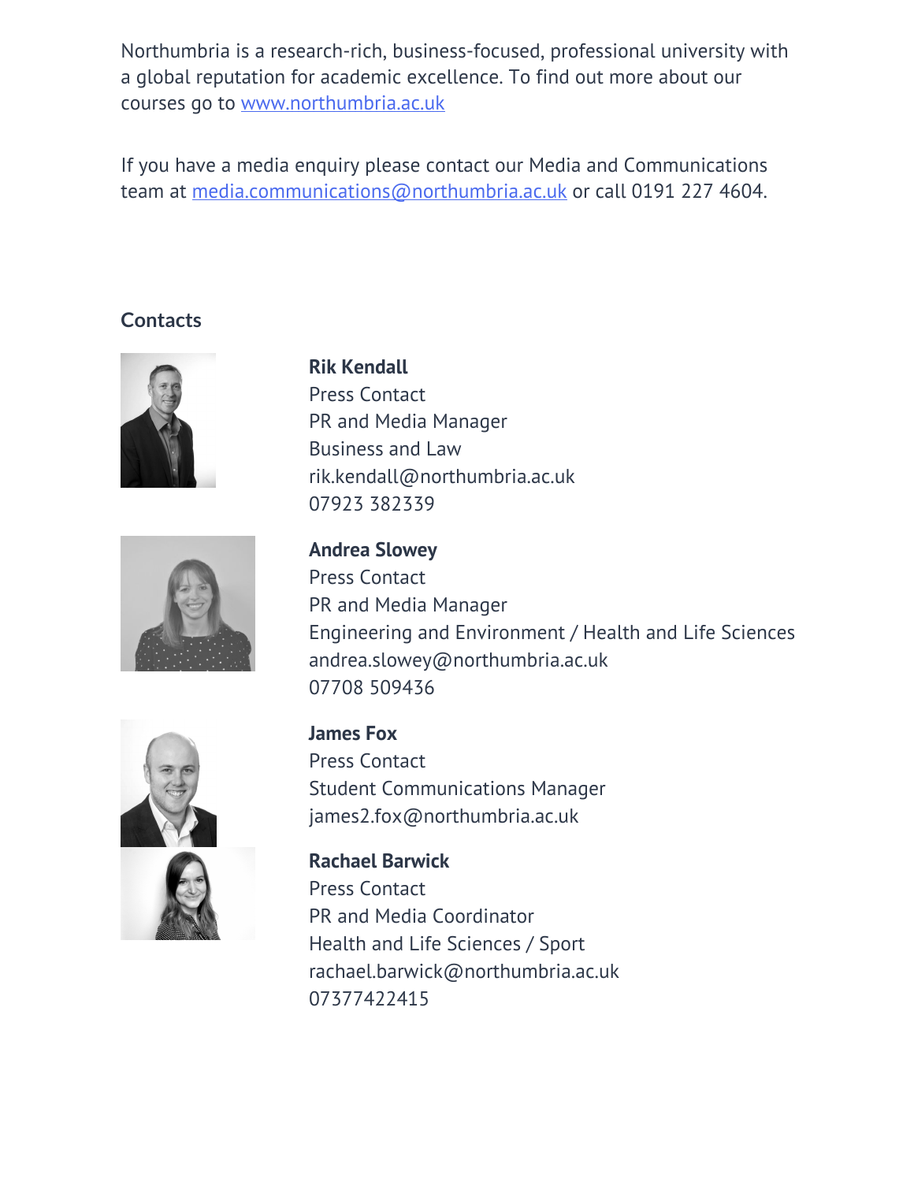Northumbria is a research-rich, business-focused, professional university with a global reputation for academic excellence. To find out more about our courses go to [www.northumbria.ac.uk](http://www.northumbria.ac.uk)

If you have a media enquiry please contact our Media and Communications team at [media.communications@northumbria.ac.uk](mailto:media.communications@northumbria.ac.uk) or call 0191 227 4604.

### Contacts

**Rik Kendall**
Press Contact
PR and Media Manager
Business and Law
rik.kendall@northumbria.ac.uk
07923 382339

**Andrea Slowey**
Press Contact
PR and Media Manager
Engineering and Environment / Health and Life Sciences
andrea.slowey@northumbria.ac.uk
07708 509436

**James Fox**
Press Contact
Student Communications Manager
james2.fox@northumbria.ac.uk

**Rachael Barwick**
Press Contact
PR and Media Coordinator
Health and Life Sciences / Sport
rachael.barwick@northumbria.ac.uk
07377422415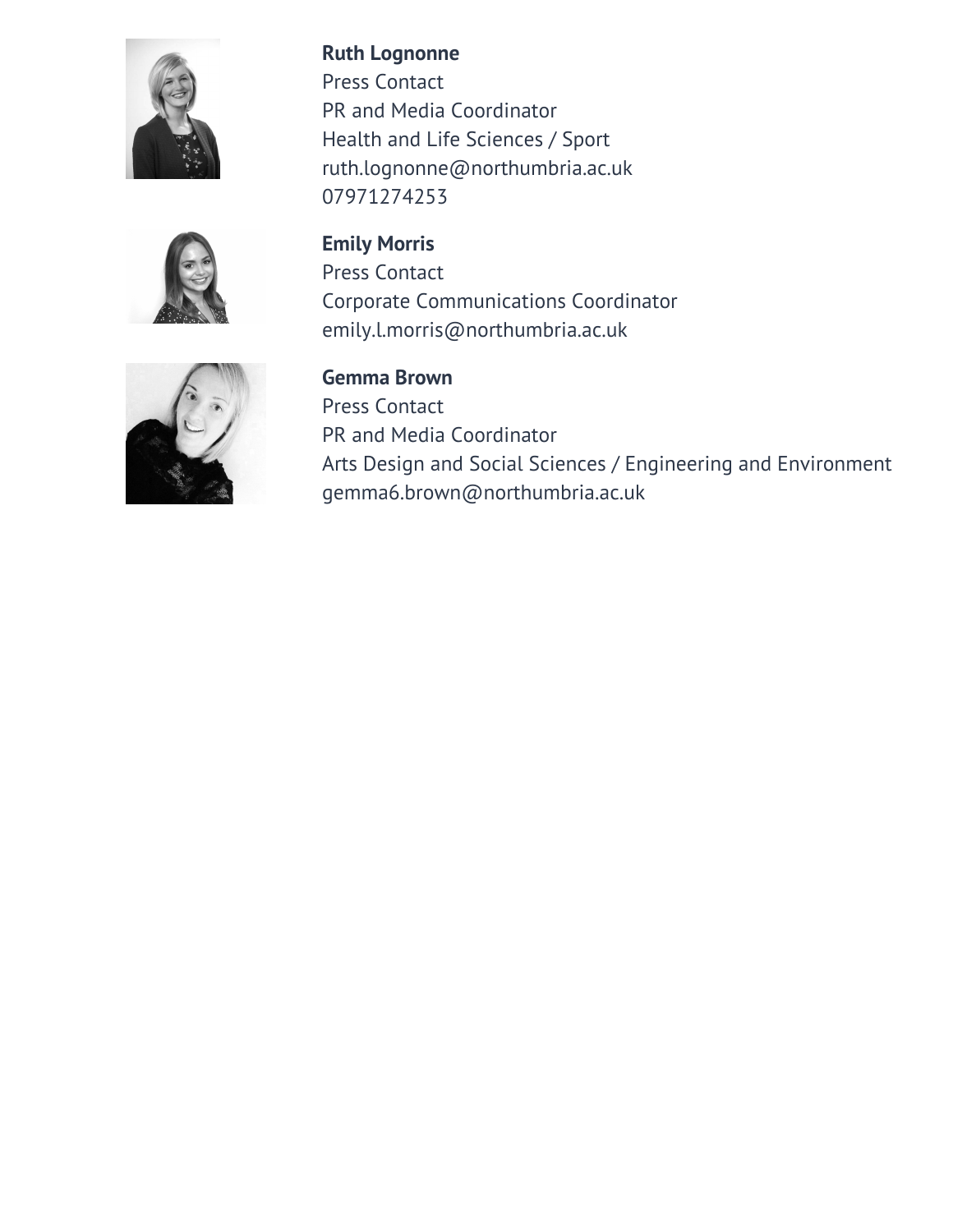**Ruth Lognonne**
Press Contact
PR and Media Coordinator
Health and Life Sciences / Sport
ruth.lognonne@northumbria.ac.uk
07971274253

**Emily Morris**
Press Contact
Corporate Communications Coordinator
emily.l.morris@northumbria.ac.uk

**Gemma Brown**
Press Contact
PR and Media Coordinator
Arts Design and Social Sciences / Engineering and Environment
gemma6.brown@northumbria.ac.uk